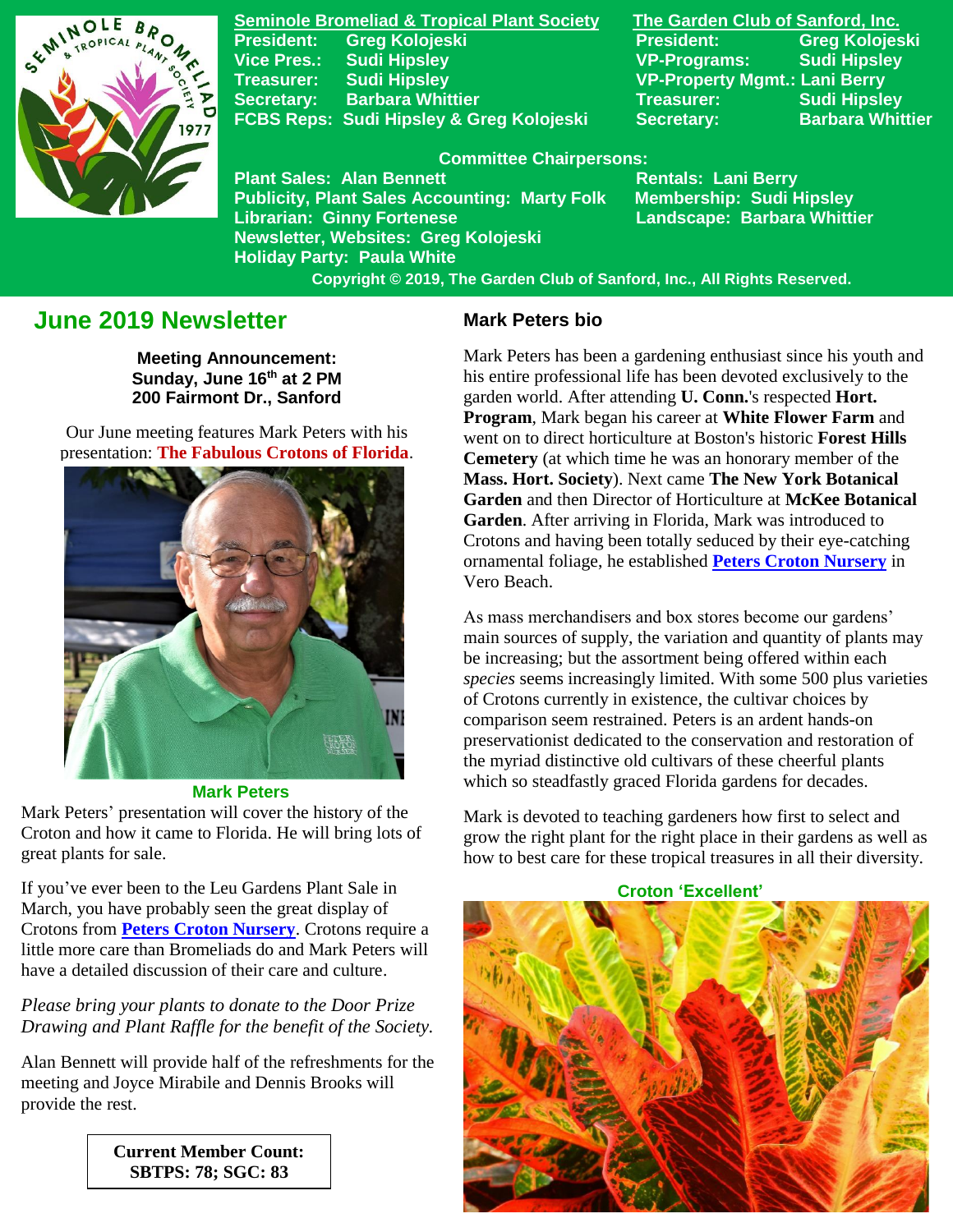**Seminole Bromeliad & Tropical Plant Society**

President: Greg Kolojeski
Vice Pres.: Sudi Hipsley
Treasurer: Sudi Hipsley
Secretary: Barbara Whittier
FCBS Reps: Sudi Hipsley & Greg Kolojeski

**The Garden Club of Sanford, Inc.**

President: Greg Kolojeski
VP-Programs: Sudi Hipsley
VP-Property Mgmt.: Lani Berry
Treasurer: Sudi Hipsley
Secretary: Barbara Whittier

**Committee Chairpersons:**

Plant Sales: Alan Bennett
Publicity, Plant Sales Accounting: Marty Folk
Librarian: Ginny Fortenese
Newsletter, Websites: Greg Kolojeski
Holiday Party: Paula White
Rentals: Lani Berry
Membership: Sudi Hipsley
Landscape: Barbara Whittier

Copyright © 2019, The Garden Club of Sanford, Inc., All Rights Reserved.

# June 2019 Newsletter

**Meeting Announcement:**
**Sunday, June 16th at 2 PM**
**200 Fairmont Dr., Sanford**

Our June meeting features Mark Peters with his presentation: **The Fabulous Crotons of Florida**.

Mark Peters

Mark Peters' presentation will cover the history of the Croton and how it came to Florida. He will bring lots of great plants for sale.

If you've ever been to the Leu Gardens Plant Sale in March, you have probably seen the great display of Crotons from **Peters Croton Nursery**. Crotons require a little more care than Bromeliads do and Mark Peters will have a detailed discussion of their care and culture.

*Please bring your plants to donate to the Door Prize Drawing and Plant Raffle for the benefit of the Society.*

Alan Bennett will provide half of the refreshments for the meeting and Joyce Mirabile and Dennis Brooks will provide the rest.

**Current Member Count:**
**SBTPS: 78; SGC: 83**

## Mark Peters bio

Mark Peters has been a gardening enthusiast since his youth and his entire professional life has been devoted exclusively to the garden world. After attending **U. Conn.**'s respected **Hort. Program**, Mark began his career at **White Flower Farm** and went on to direct horticulture at Boston's historic **Forest Hills Cemetery** (at which time he was an honorary member of the **Mass. Hort. Society**). Next came **The New York Botanical Garden** and then Director of Horticulture at **McKee Botanical Garden**. After arriving in Florida, Mark was introduced to Crotons and having been totally seduced by their eye-catching ornamental foliage, he established **Peters Croton Nursery** in Vero Beach.

As mass merchandisers and box stores become our gardens' main sources of supply, the variation and quantity of plants may be increasing; but the assortment being offered within each *species* seems increasingly limited. With some 500 plus varieties of Crotons currently in existence, the cultivar choices by comparison seem restrained. Peters is an ardent hands-on preservationist dedicated to the conservation and restoration of the myriad distinctive old cultivars of these cheerful plants which so steadfastly graced Florida gardens for decades.

Mark is devoted to teaching gardeners how first to select and grow the right plant for the right place in their gardens as well as how to best care for these tropical treasures in all their diversity.

Croton 'Excellent'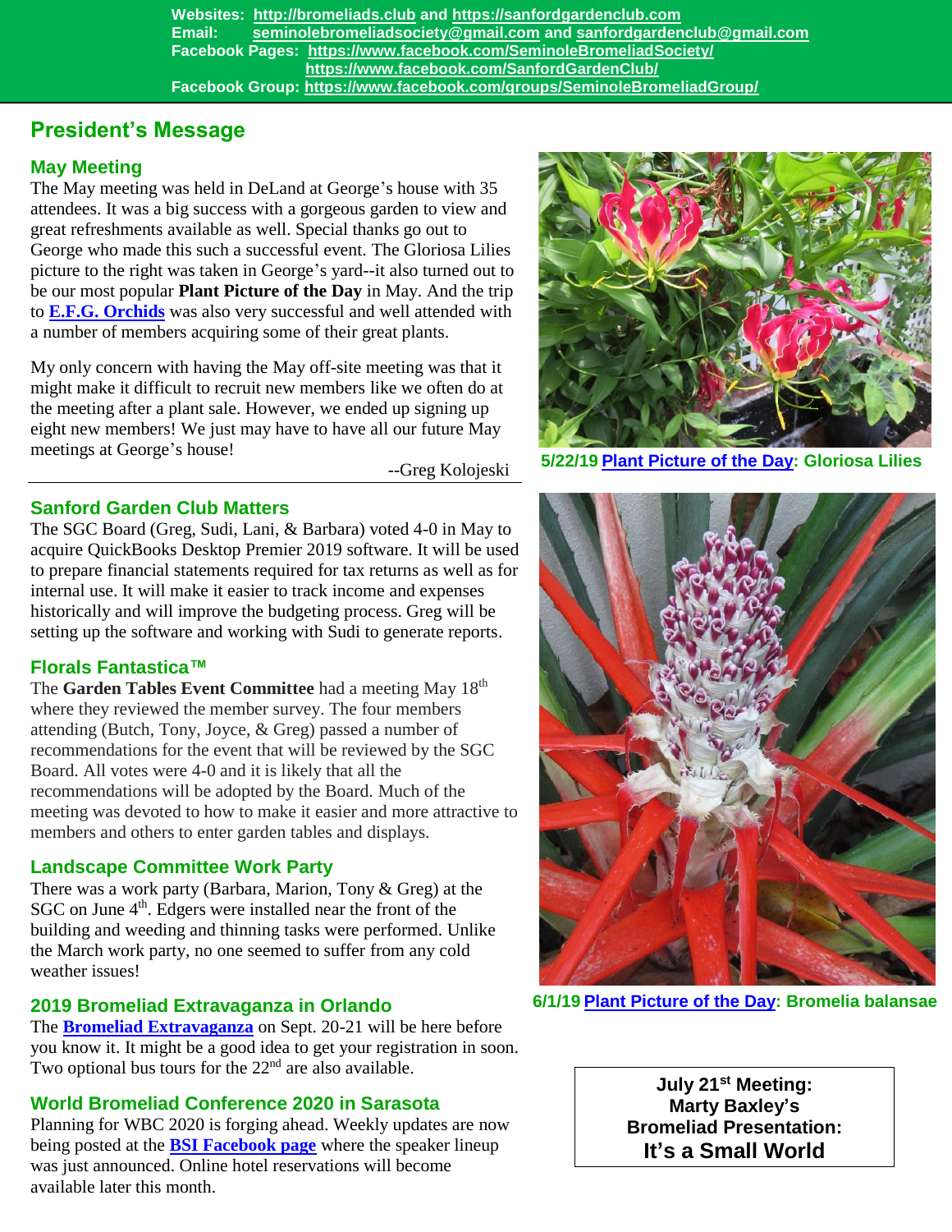**Websites:** http://bromeliads.club and https://sanfordgardenclub.com
**Email:** seminolebromeliadsociety@gmail.com and sanfordgardenclub@gmail.com
**Facebook Pages:** https://www.facebook.com/SeminoleBromeliadSociety/
https://www.facebook.com/SanfordGardenClub/
**Facebook Group:** https://www.facebook.com/groups/SeminoleBromeliadGroup/

## President's Message

### May Meeting

The May meeting was held in DeLand at George's house with 35 attendees. It was a big success with a gorgeous garden to view and great refreshments available as well. Special thanks go out to George who made this such a successful event. The Gloriosa Lilies picture to the right was taken in George's yard--it also turned out to be our most popular **Plant Picture of the Day** in May. And the trip to **E.F.G. Orchids** was also very successful and well attended with a number of members acquiring some of their great plants.

My only concern with having the May off-site meeting was that it might make it difficult to recruit new members like we often do at the meeting after a plant sale. However, we ended up signing up eight new members! We just may have to have all our future May meetings at George's house!

--Greg Kolojeski

**5/22/19 Plant Picture of the Day: Gloriosa Lilies**

### Sanford Garden Club Matters

The SGC Board (Greg, Sudi, Lani, & Barbara) voted 4-0 in May to acquire QuickBooks Desktop Premier 2019 software. It will be used to prepare financial statements required for tax returns as well as for internal use. It will make it easier to track income and expenses historically and will improve the budgeting process. Greg will be setting up the software and working with Sudi to generate reports.

### Florals Fantastica™

The **Garden Tables Event Committee** had a meeting May 18th where they reviewed the member survey. The four members attending (Butch, Tony, Joyce, & Greg) passed a number of recommendations for the event that will be reviewed by the SGC Board. All votes were 4-0 and it is likely that all the recommendations will be adopted by the Board. Much of the meeting was devoted to how to make it easier and more attractive to members and others to enter garden tables and displays.

### Landscape Committee Work Party

There was a work party (Barbara, Marion, Tony & Greg) at the SGC on June 4th. Edgers were installed near the front of the building and weeding and thinning tasks were performed. Unlike the March work party, no one seemed to suffer from any cold weather issues!

**6/1/19 Plant Picture of the Day: Bromelia balansae**

### 2019 Bromeliad Extravaganza in Orlando

The **Bromeliad Extravaganza** on Sept. 20-21 will be here before you know it. It might be a good idea to get your registration in soon. Two optional bus tours for the 22nd are also available.

### World Bromeliad Conference 2020 in Sarasota

Planning for WBC 2020 is forging ahead. Weekly updates are now being posted at the **BSI Facebook page** where the speaker lineup was just announced. Online hotel reservations will become available later this month.

**July 21st Meeting:**
**Marty Baxley's**
**Bromeliad Presentation:**
**It's a Small World**